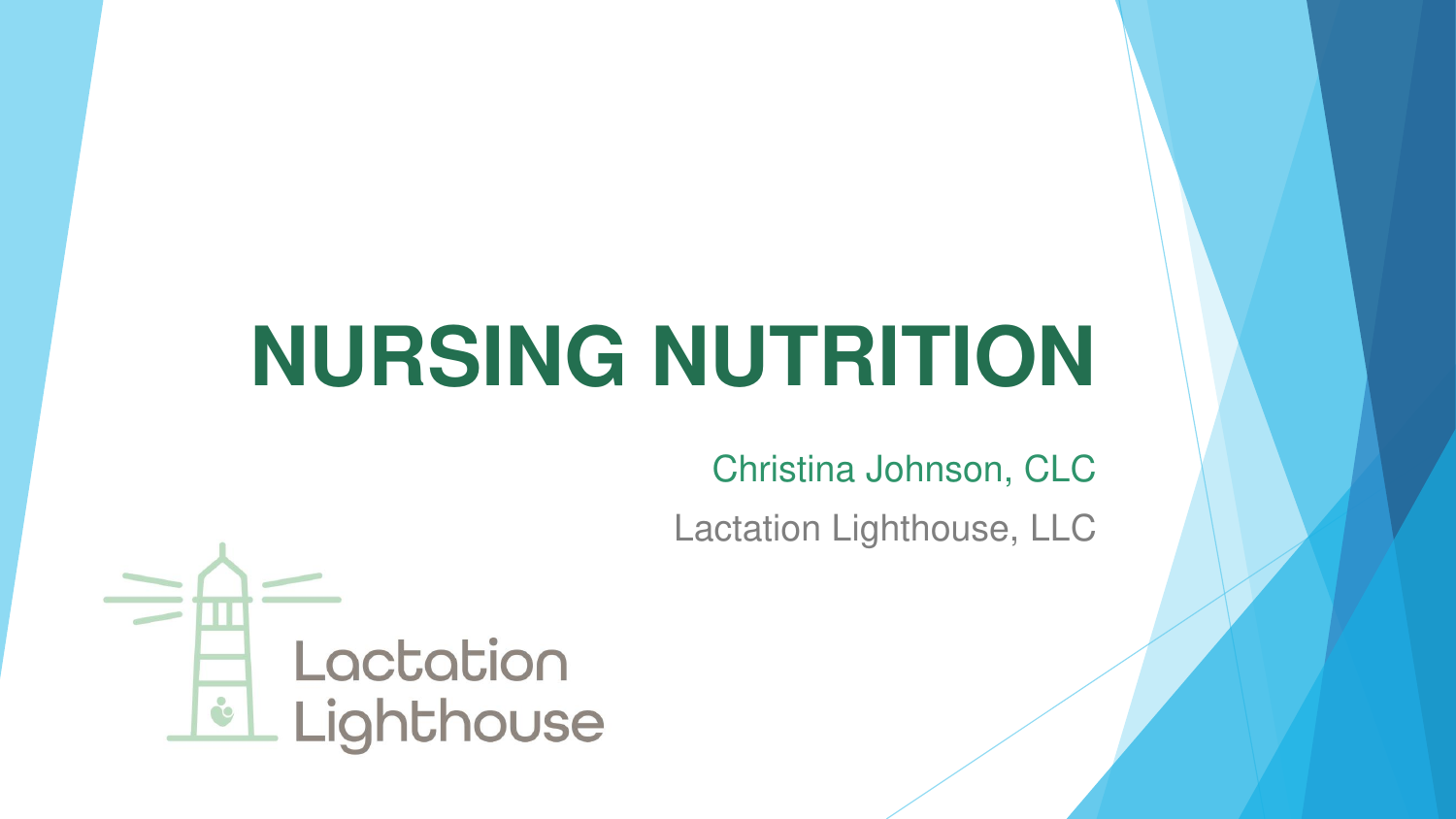# NURSING NUTRITION

Christina Johnson, CLC

Lactation Lighthouse, LLC

Lactation Lighthouse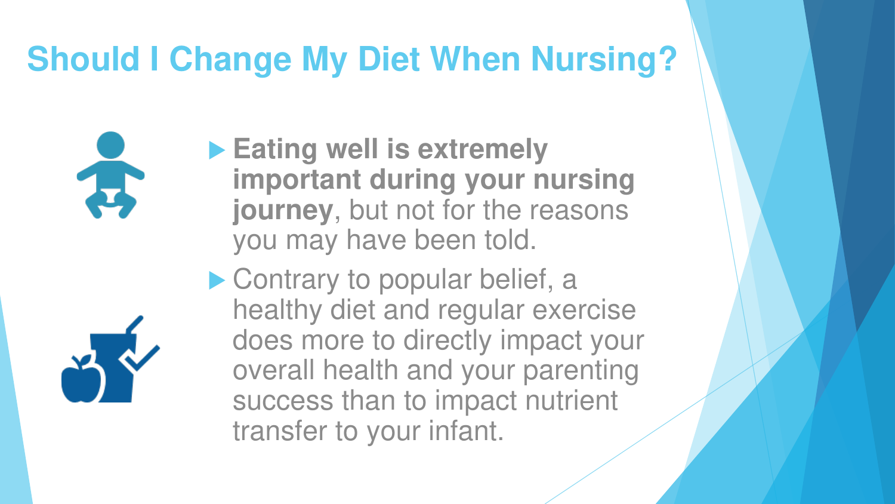# Should I Change My Diet When Nursing?

- **Eating well is extremely important during your nursing journey**, but not for the reasons you may have been told.
- Contrary to popular belief, a healthy diet and regular exercise does more to directly impact your overall health and your parenting success than to impact nutrient transfer to your infant.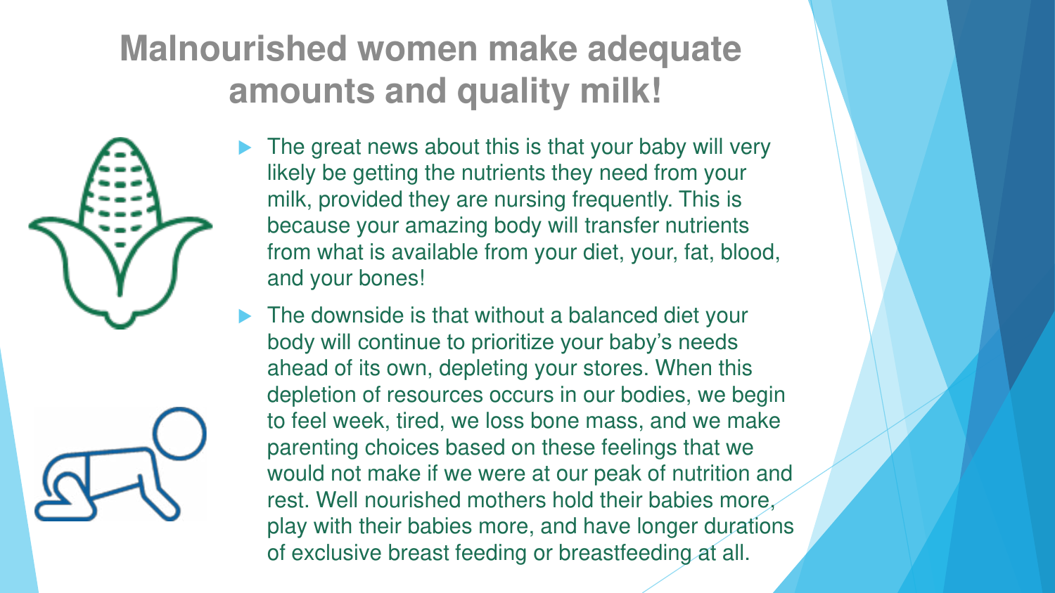# Malnourished women make adequate amounts and quality milk!

- The great news about this is that your baby will very likely be getting the nutrients they need from your milk, provided they are nursing frequently. This is because your amazing body will transfer nutrients from what is available from your diet, your, fat, blood, and your bones!
- The downside is that without a balanced diet your body will continue to prioritize your baby's needs ahead of its own, depleting your stores. When this depletion of resources occurs in our bodies, we begin to feel week, tired, we loss bone mass, and we make parenting choices based on these feelings that we would not make if we were at our peak of nutrition and rest. Well nourished mothers hold their babies more, play with their babies more, and have longer durations of exclusive breast feeding or breastfeeding at all.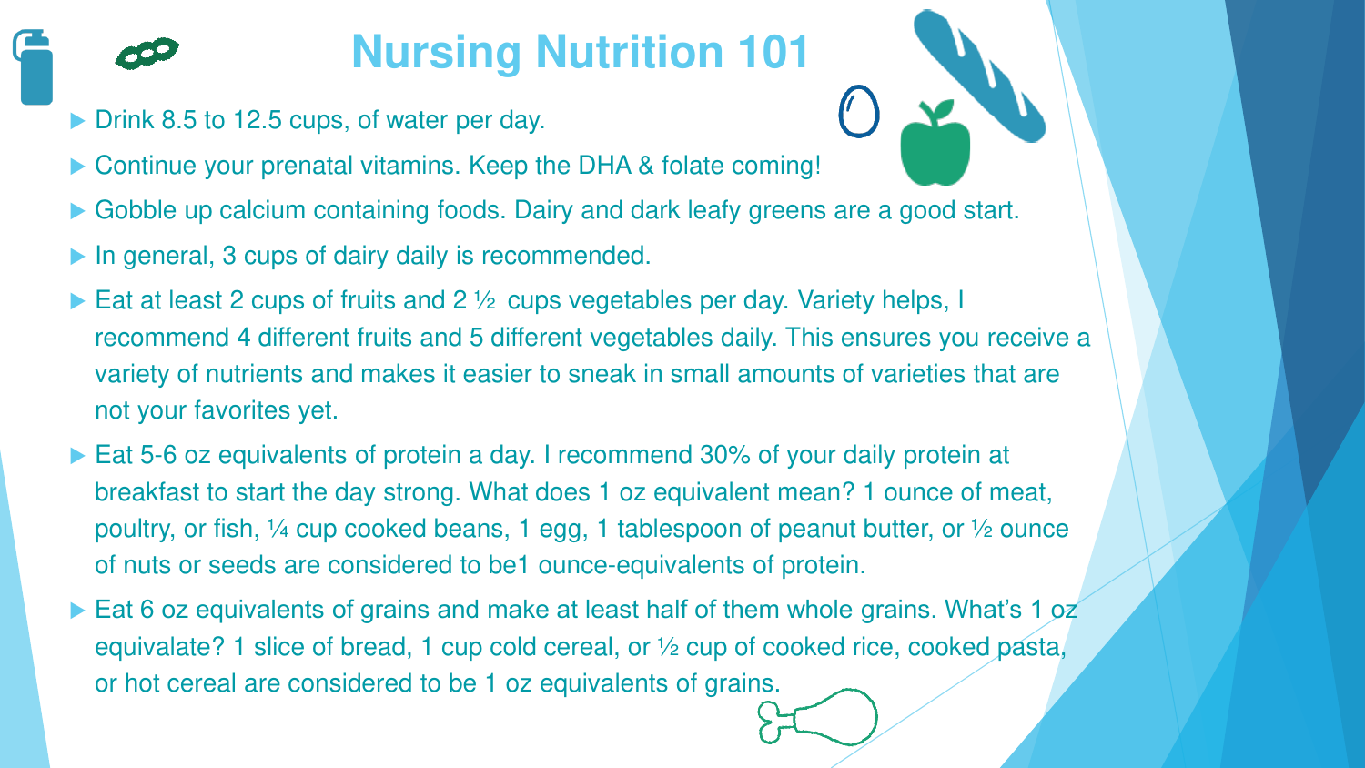# Nursing Nutrition 101

- Drink 8.5 to 12.5 cups, of water per day.
- Continue your prenatal vitamins. Keep the DHA & folate coming!
- Gobble up calcium containing foods. Dairy and dark leafy greens are a good start.
- In general, 3 cups of dairy daily is recommended.
- Eat at least 2 cups of fruits and 2 ½ cups vegetables per day. Variety helps, I recommend 4 different fruits and 5 different vegetables daily. This ensures you receive a variety of nutrients and makes it easier to sneak in small amounts of varieties that are not your favorites yet.
- Eat 5-6 oz equivalents of protein a day. I recommend 30% of your daily protein at breakfast to start the day strong. What does 1 oz equivalent mean? 1 ounce of meat, poultry, or fish, ¼ cup cooked beans, 1 egg, 1 tablespoon of peanut butter, or ½ ounce of nuts or seeds are considered to be1 ounce-equivalents of protein.
- Eat 6 oz equivalents of grains and make at least half of them whole grains. What's 1 oz equivalate? 1 slice of bread, 1 cup cold cereal, or ½ cup of cooked rice, cooked pasta, or hot cereal are considered to be 1 oz equivalents of grains.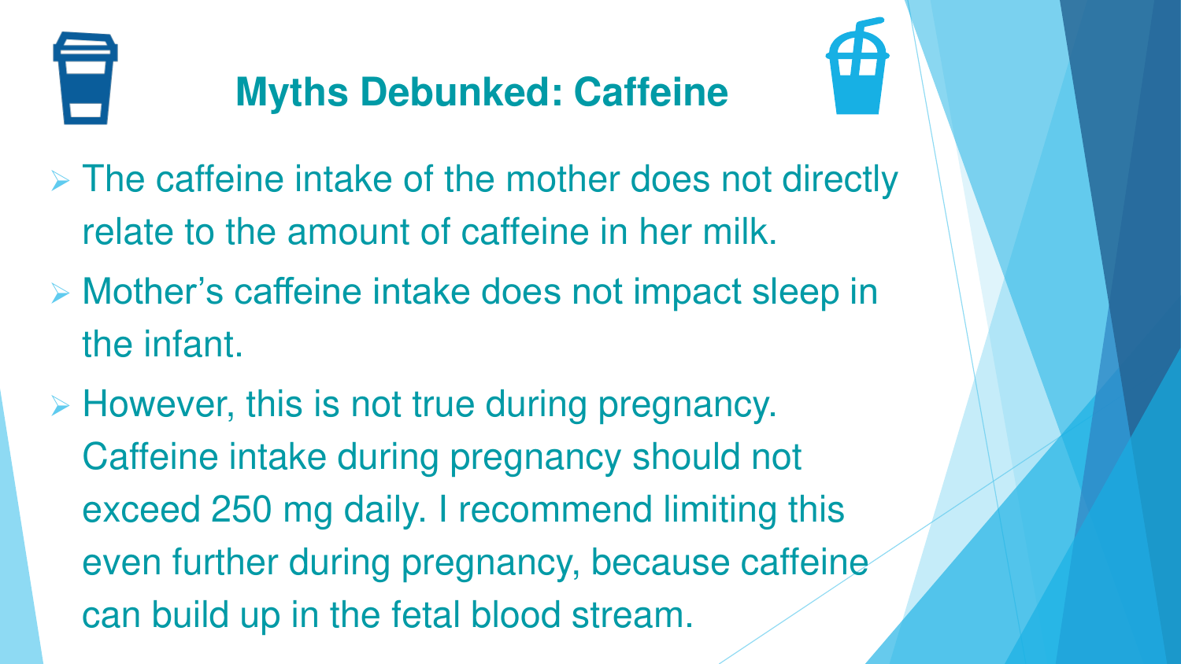# Myths Debunked: Caffeine

- The caffeine intake of the mother does not directly relate to the amount of caffeine in her milk.
- Mother's caffeine intake does not impact sleep in the infant.
- However, this is not true during pregnancy. Caffeine intake during pregnancy should not exceed 250 mg daily. I recommend limiting this even further during pregnancy, because caffeine can build up in the fetal blood stream.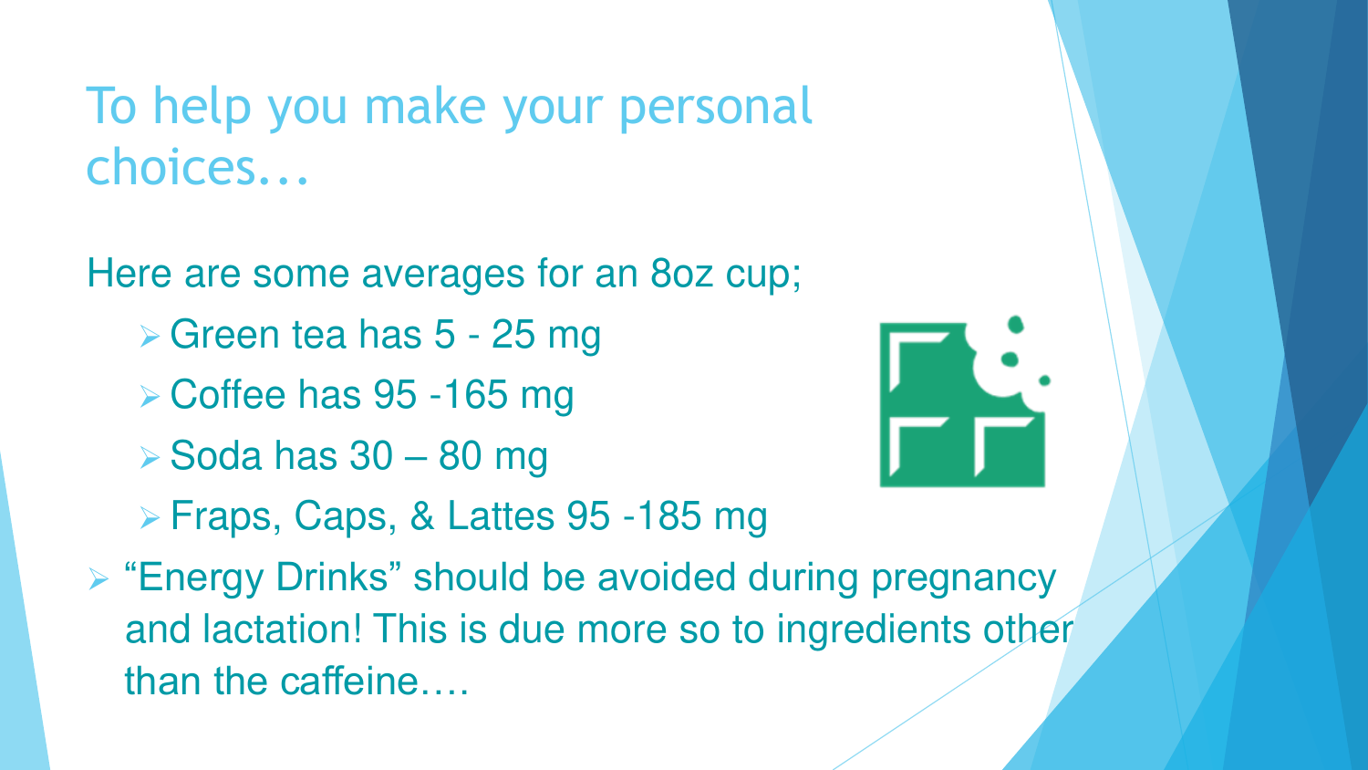# To help you make your personal choices…

Here are some averages for an 8oz cup;

- Green tea has 5 - 25 mg
- Coffee has 95 -165 mg
- Soda has 30 – 80 mg
- Fraps, Caps, & Lattes 95 -185 mg

- "Energy Drinks" should be avoided during pregnancy and lactation! This is due more so to ingredients other than the caffeine….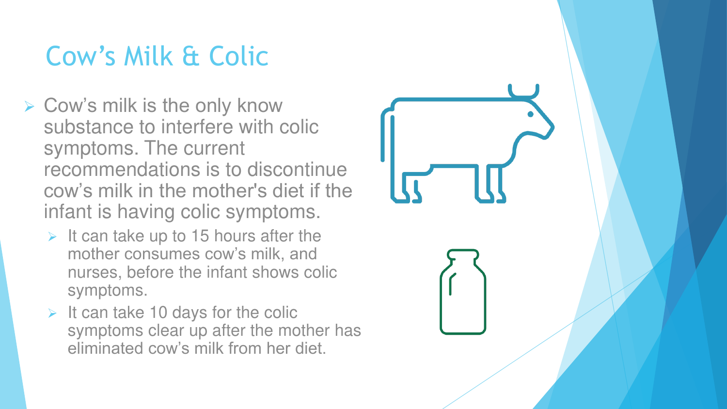# Cow's Milk & Colic

- Cow's milk is the only know substance to interfere with colic symptoms. The current recommendations is to discontinue cow's milk in the mother's diet if the infant is having colic symptoms.
  - It can take up to 15 hours after the mother consumes cow's milk, and nurses, before the infant shows colic symptoms.
  - It can take 10 days for the colic symptoms clear up after the mother has eliminated cow's milk from her diet.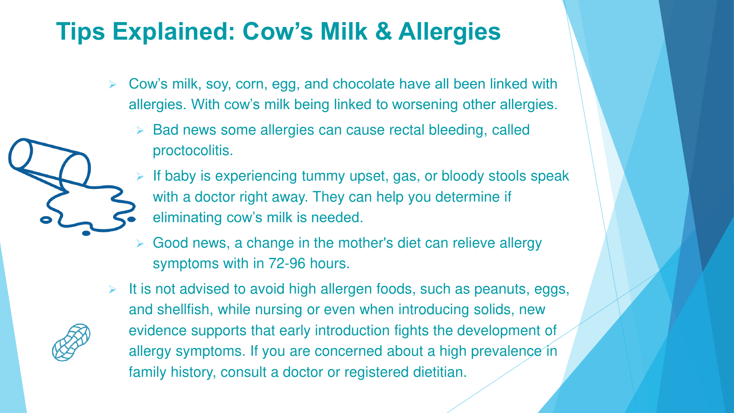# Tips Explained: Cow's Milk & Allergies

- Cow's milk, soy, corn, egg, and chocolate have all been linked with allergies. With cow's milk being linked to worsening other allergies.
  - Bad news some allergies can cause rectal bleeding, called proctocolitis.
  - If baby is experiencing tummy upset, gas, or bloody stools speak with a doctor right away. They can help you determine if eliminating cow's milk is needed.
  - Good news, a change in the mother's diet can relieve allergy symptoms with in 72-96 hours.
- It is not advised to avoid high allergen foods, such as peanuts, eggs, and shellfish, while nursing or even when introducing solids, new evidence supports that early introduction fights the development of allergy symptoms. If you are concerned about a high prevalence in family history, consult a doctor or registered dietitian.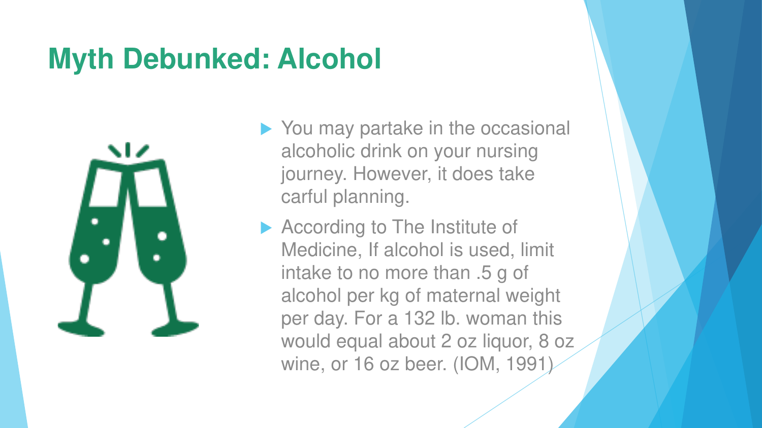# Myth Debunked: Alcohol

- You may partake in the occasional alcoholic drink on your nursing journey. However, it does take carful planning.
- According to The Institute of Medicine, If alcohol is used, limit intake to no more than .5 g of alcohol per kg of maternal weight per day. For a 132 lb. woman this would equal about 2 oz liquor, 8 oz wine, or 16 oz beer. (IOM, 1991)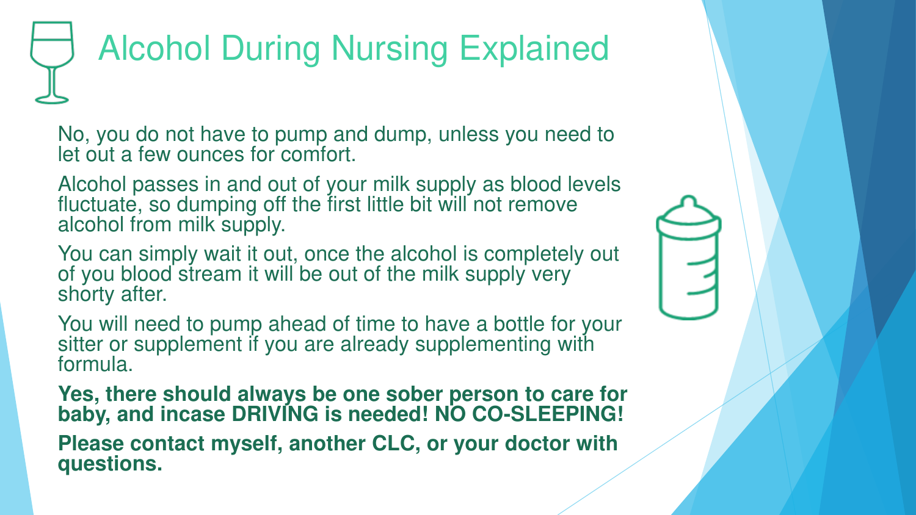# Alcohol During Nursing Explained

No, you do not have to pump and dump, unless you need to let out a few ounces for comfort.

Alcohol passes in and out of your milk supply as blood levels fluctuate, so dumping off the first little bit will not remove alcohol from milk supply.

You can simply wait it out, once the alcohol is completely out of you blood stream it will be out of the milk supply very shorty after.

You will need to pump ahead of time to have a bottle for your sitter or supplement if you are already supplementing with formula.

**Yes, there should always be one sober person to care for baby, and incase DRIVING is needed! NO CO-SLEEPING!**

**Please contact myself, another CLC, or your doctor with questions.**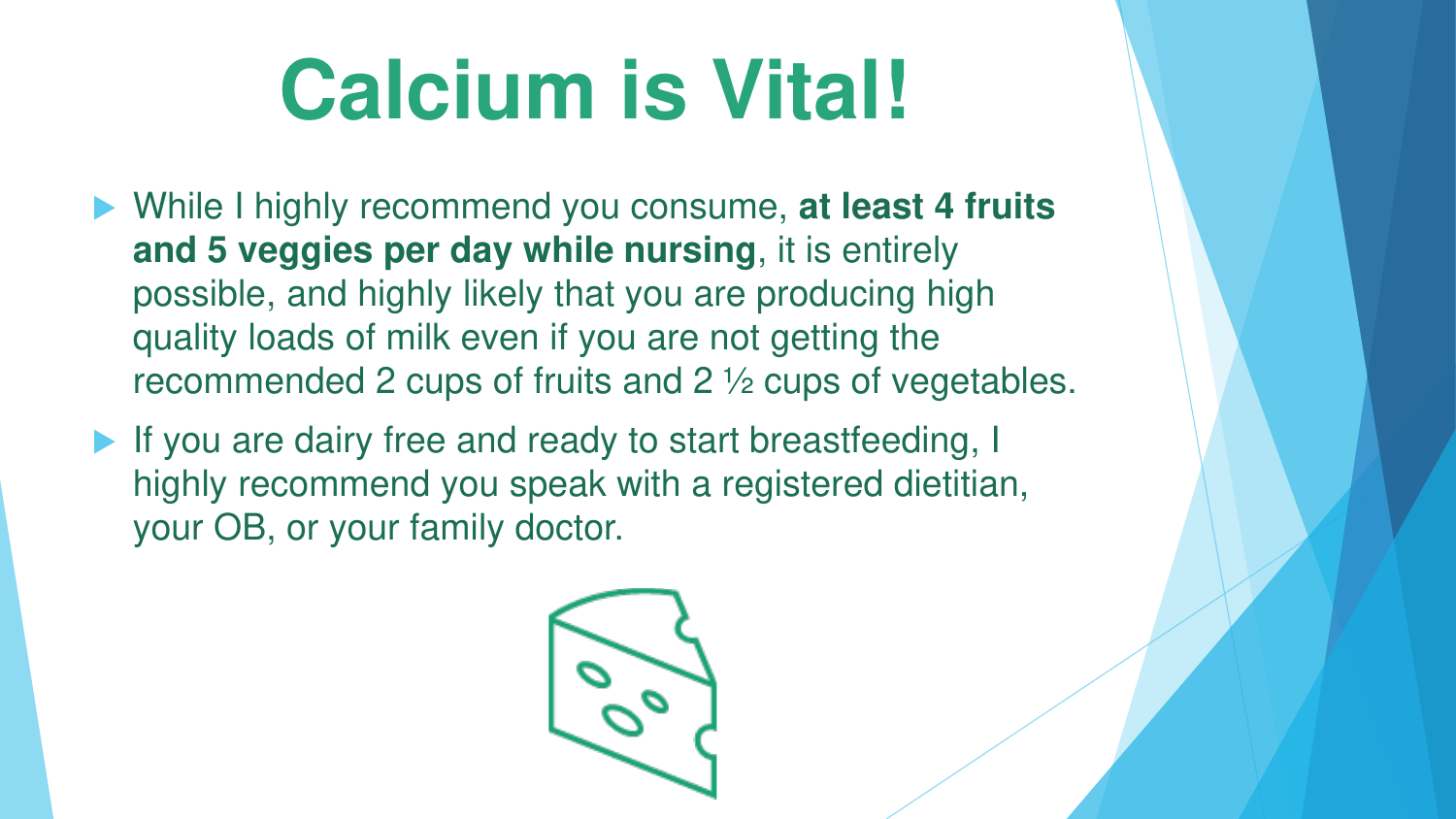# Calcium is Vital!

- While I highly recommend you consume, **at least 4 fruits and 5 veggies per day while nursing**, it is entirely possible, and highly likely that you are producing high quality loads of milk even if you are not getting the recommended 2 cups of fruits and 2 ½ cups of vegetables.
- If you are dairy free and ready to start breastfeeding, I highly recommend you speak with a registered dietitian, your OB, or your family doctor.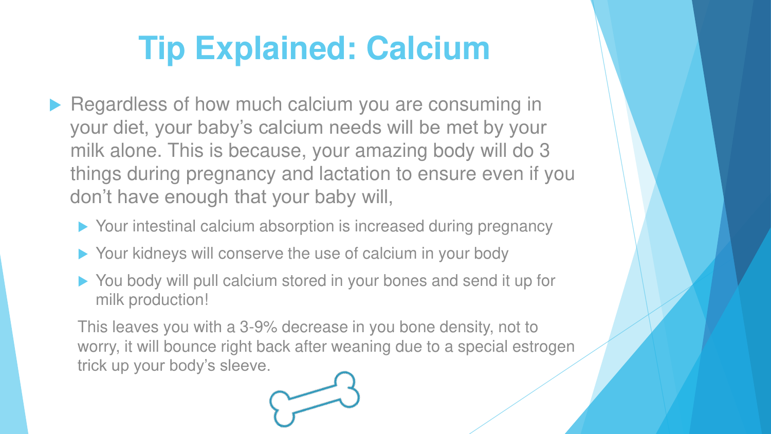# Tip Explained: Calcium

- Regardless of how much calcium you are consuming in your diet, your baby's calcium needs will be met by your milk alone. This is because, your amazing body will do 3 things during pregnancy and lactation to ensure even if you don't have enough that your baby will,
  - Your intestinal calcium absorption is increased during pregnancy
  - Your kidneys will conserve the use of calcium in your body
  - You body will pull calcium stored in your bones and send it up for milk production!

  This leaves you with a 3-9% decrease in you bone density, not to worry, it will bounce right back after weaning due to a special estrogen trick up your body's sleeve.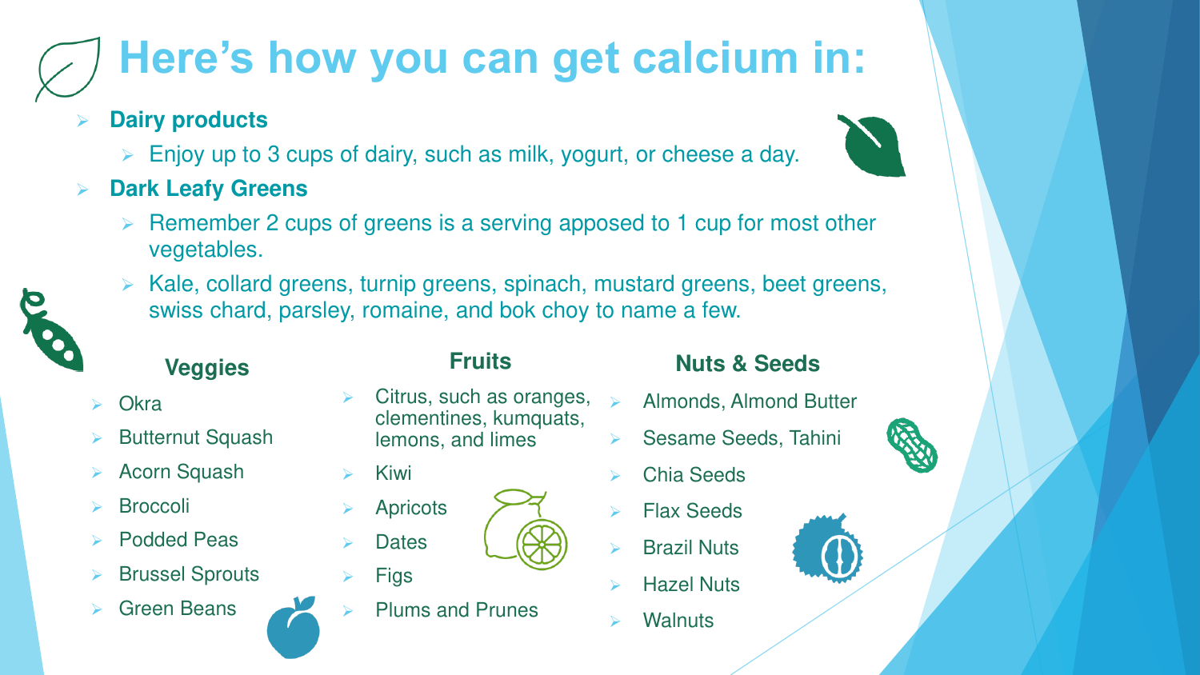# Here's how you can get calcium in:

- **Dairy products**
  - Enjoy up to 3 cups of dairy, such as milk, yogurt, or cheese a day.
- **Dark Leafy Greens**
  - Remember 2 cups of greens is a serving apposed to 1 cup for most other vegetables.
  - Kale, collard greens, turnip greens, spinach, mustard greens, beet greens, swiss chard, parsley, romaine, and bok choy to name a few.

### Veggies

- Okra
- Butternut Squash
- Acorn Squash
- Broccoli
- Podded Peas
- Brussel Sprouts
- Green Beans

### Fruits

- Citrus, such as oranges, clementines, kumquats, lemons, and limes
- Kiwi
- Apricots
- Dates
- Figs
- Plums and Prunes

### Nuts & Seeds

- Almonds, Almond Butter
- Sesame Seeds, Tahini
- Chia Seeds
- Flax Seeds
- Brazil Nuts
- Hazel Nuts
- Walnuts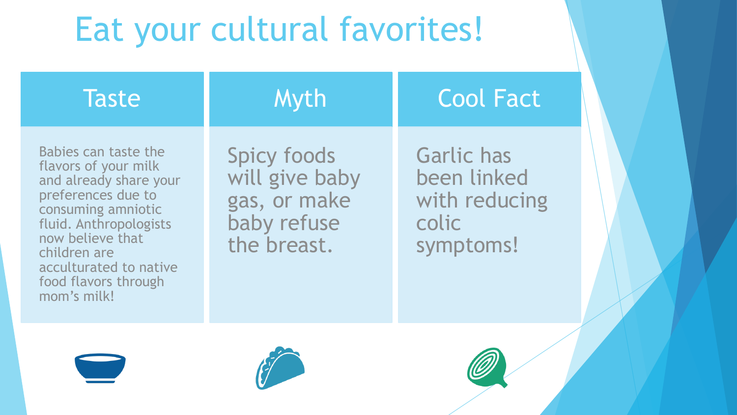# Eat your cultural favorites!

## Taste

Babies can taste the flavors of your milk and already share your preferences due to consuming amniotic fluid. Anthropologists now believe that children are acculturated to native food flavors through mom's milk!

## Myth

Spicy foods will give baby gas, or make baby refuse the breast.

## Cool Fact

Garlic has been linked with reducing colic symptoms!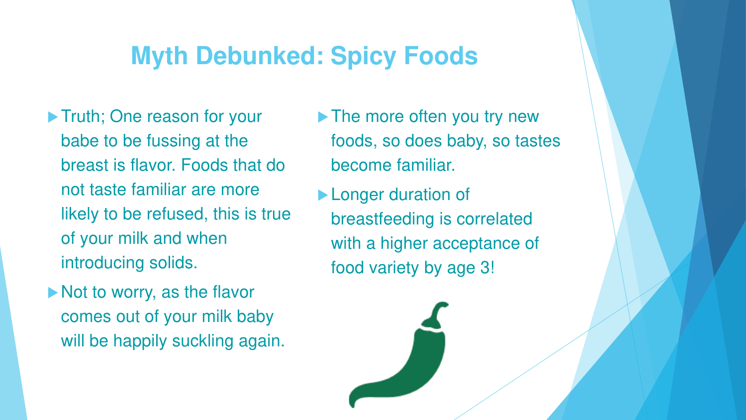# Myth Debunked: Spicy Foods

- Truth; One reason for your babe to be fussing at the breast is flavor. Foods that do not taste familiar are more likely to be refused, this is true of your milk and when introducing solids.
- Not to worry, as the flavor comes out of your milk baby will be happily suckling again.
- The more often you try new foods, so does baby, so tastes become familiar.
- Longer duration of breastfeeding is correlated with a higher acceptance of food variety by age 3!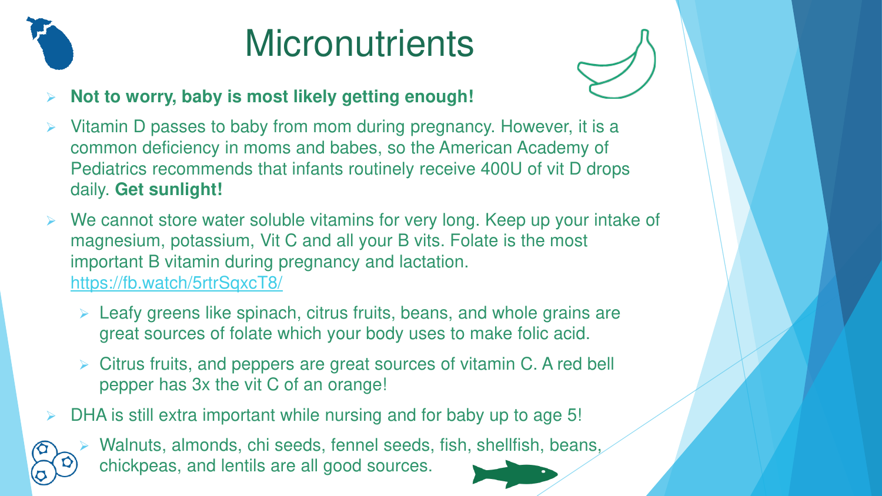# Micronutrients

- **Not to worry, baby is most likely getting enough!**
- Vitamin D passes to baby from mom during pregnancy. However, it is a common deficiency in moms and babes, so the American Academy of Pediatrics recommends that infants routinely receive 400U of vit D drops daily. **Get sunlight!**
- We cannot store water soluble vitamins for very long. Keep up your intake of magnesium, potassium, Vit C and all your B vits. Folate is the most important B vitamin during pregnancy and lactation. https://fb.watch/5rtrSqxcT8/
  - Leafy greens like spinach, citrus fruits, beans, and whole grains are great sources of folate which your body uses to make folic acid.
  - Citrus fruits, and peppers are great sources of vitamin C. A red bell pepper has 3x the vit C of an orange!
- DHA is still extra important while nursing and for baby up to age 5!
  - Walnuts, almonds, chi seeds, fennel seeds, fish, shellfish, beans, chickpeas, and lentils are all good sources.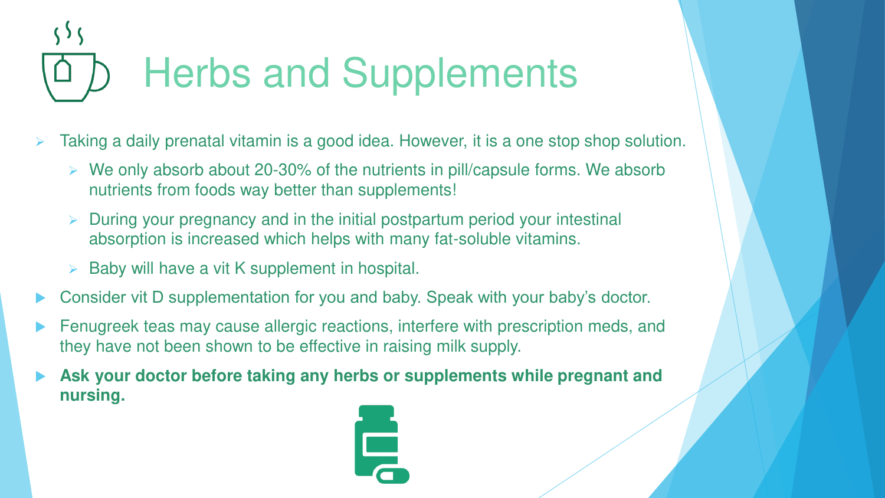# Herbs and Supplements

- Taking a daily prenatal vitamin is a good idea. However, it is a one stop shop solution.
  - We only absorb about 20-30% of the nutrients in pill/capsule forms. We absorb nutrients from foods way better than supplements!
  - During your pregnancy and in the initial postpartum period your intestinal absorption is increased which helps with many fat-soluble vitamins.
  - Baby will have a vit K supplement in hospital.
- Consider vit D supplementation for you and baby. Speak with your baby's doctor.
- Fenugreek teas may cause allergic reactions, interfere with prescription meds, and they have not been shown to be effective in raising milk supply.
- **Ask your doctor before taking any herbs or supplements while pregnant and nursing.**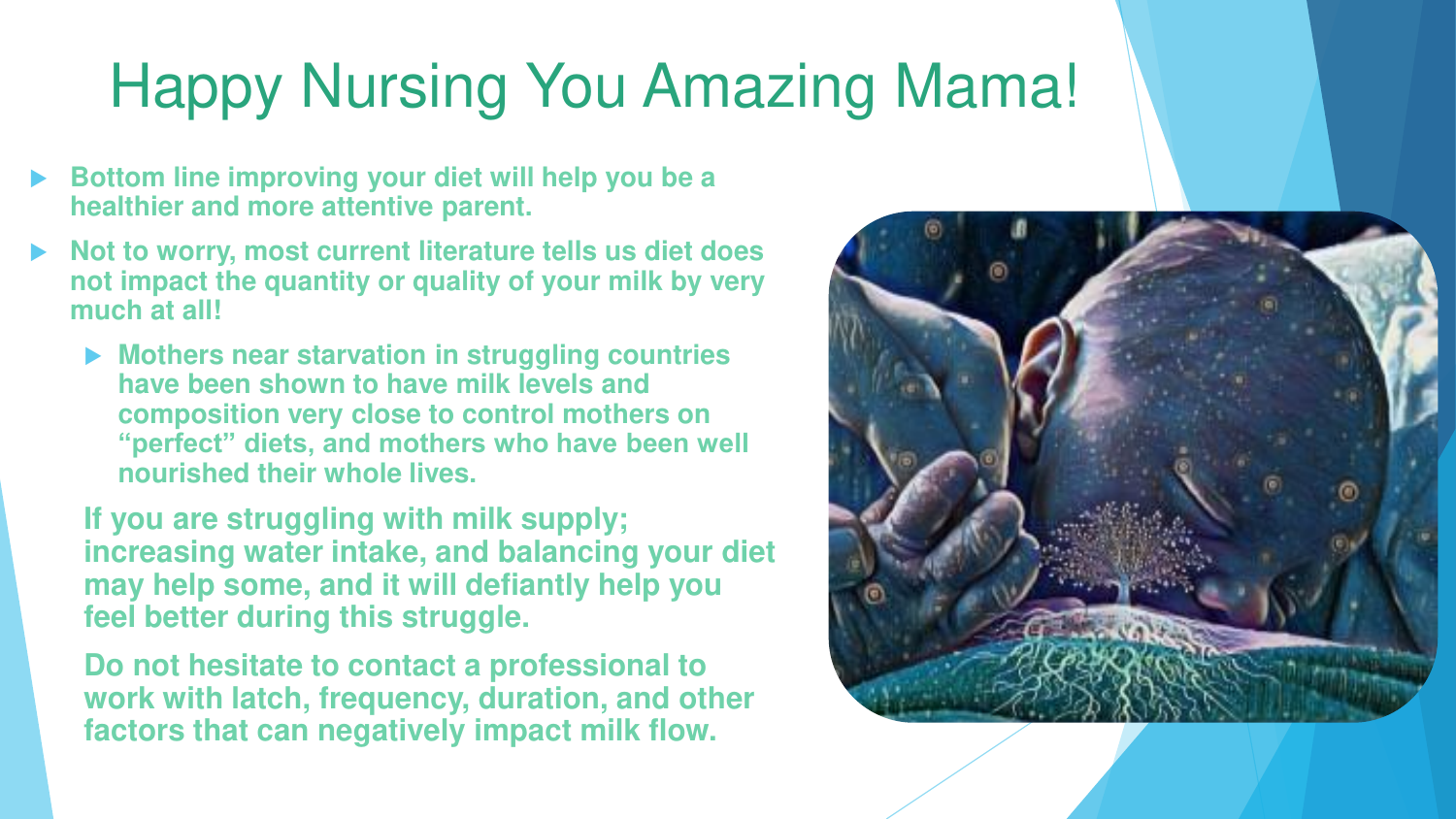# Happy Nursing You Amazing Mama!

- **Bottom line improving your diet will help you be a healthier and more attentive parent.**
- **Not to worry, most current literature tells us diet does not impact the quantity or quality of your milk by very much at all!**
  - **Mothers near starvation in struggling countries have been shown to have milk levels and composition very close to control mothers on "perfect" diets, and mothers who have been well nourished their whole lives.**

**If you are struggling with milk supply; increasing water intake, and balancing your diet may help some, and it will defiantly help you feel better during this struggle.**

**Do not hesitate to contact a professional to work with latch, frequency, duration, and other factors that can negatively impact milk flow.**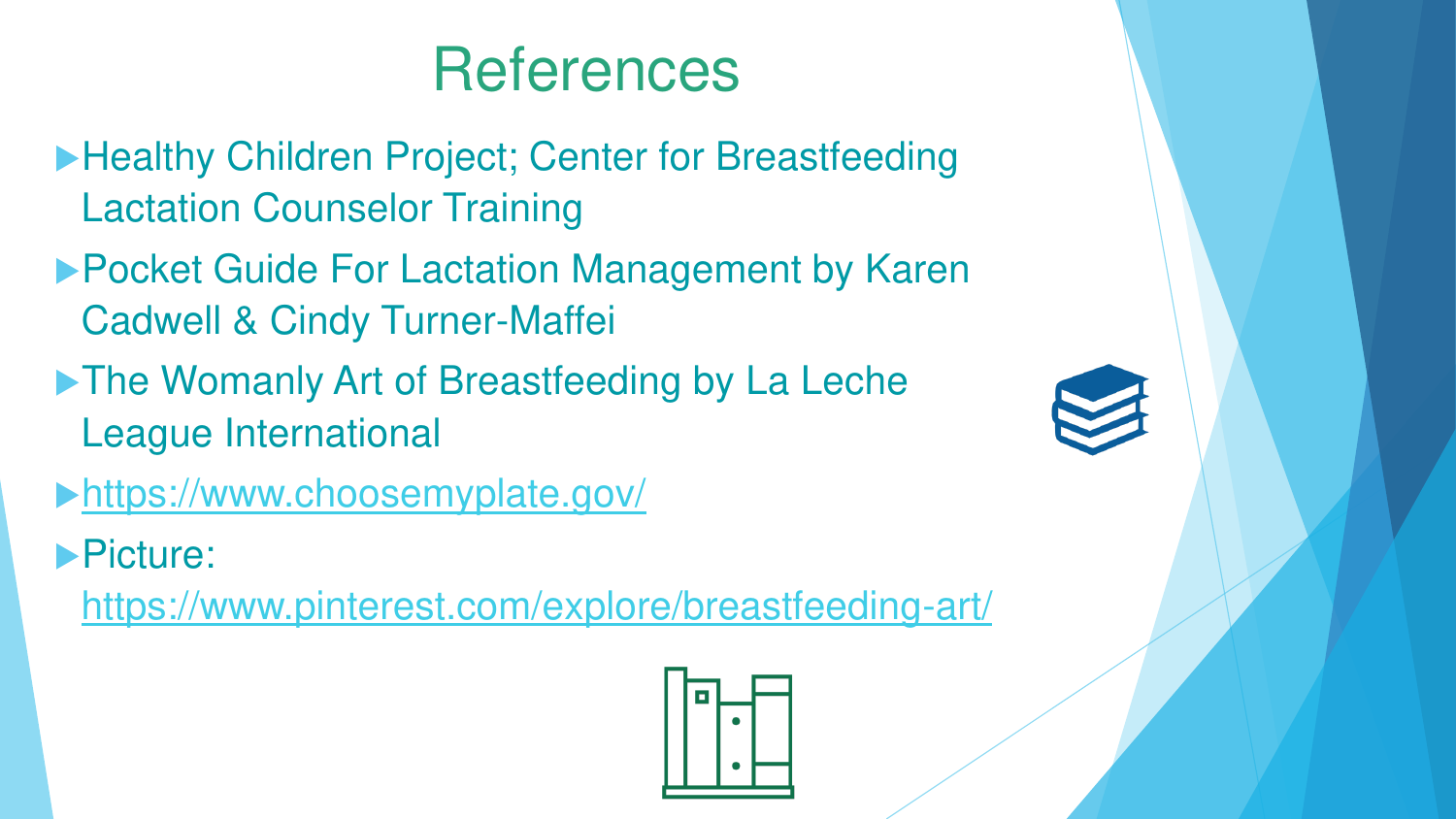# References

- Healthy Children Project; Center for Breastfeeding Lactation Counselor Training
- Pocket Guide For Lactation Management by Karen Cadwell & Cindy Turner-Maffei
- The Womanly Art of Breastfeeding by La Leche League International
- https://www.choosemyplate.gov/
- Picture: https://www.pinterest.com/explore/breastfeeding-art/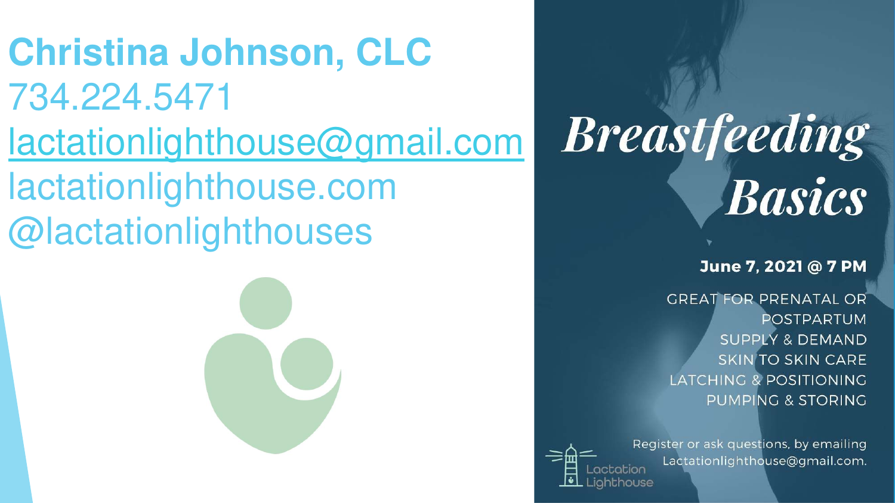**Christina Johnson, CLC**
734.224.5471
lactationlighthouse@gmail.com
lactationlighthouse.com
@lactationlighthouses

# *Breastfeeding Basics*

**June 7, 2021 @ 7 PM**

GREAT FOR PRENATAL OR POSTPARTUM
SUPPLY & DEMAND
SKIN TO SKIN CARE
LATCHING & POSITIONING
PUMPING & STORING

Register or ask questions, by emailing Lactationlighthouse@gmail.com.

Lactation Lighthouse